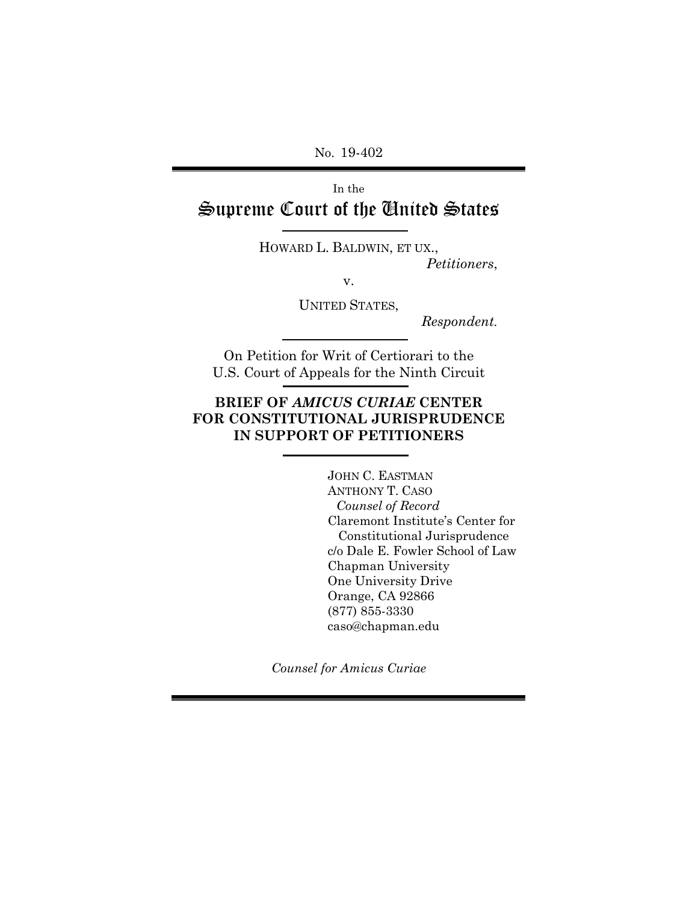No. 19-402

In the

# Supreme Court of the United States

HOWARD L. BALDWIN, ET UX.,

*Petitioners*,

v.

UNITED STATES,

*Respondent.*

On Petition for Writ of Certiorari to the U.S. Court of Appeals for the Ninth Circuit

**BRIEF OF *AMICUS CURIAE* CENTER FOR CONSTITUTIONAL JURISPRUDENCE IN SUPPORT OF PETITIONERS**

JOHN C. EASTMAN
ANTHONY T. CASO
*Counsel of Record*
Claremont Institute's Center for Constitutional Jurisprudence
c/o Dale E. Fowler School of Law
Chapman University
One University Drive
Orange, CA 92866
(877) 855-3330
caso@chapman.edu

*Counsel for Amicus Curiae*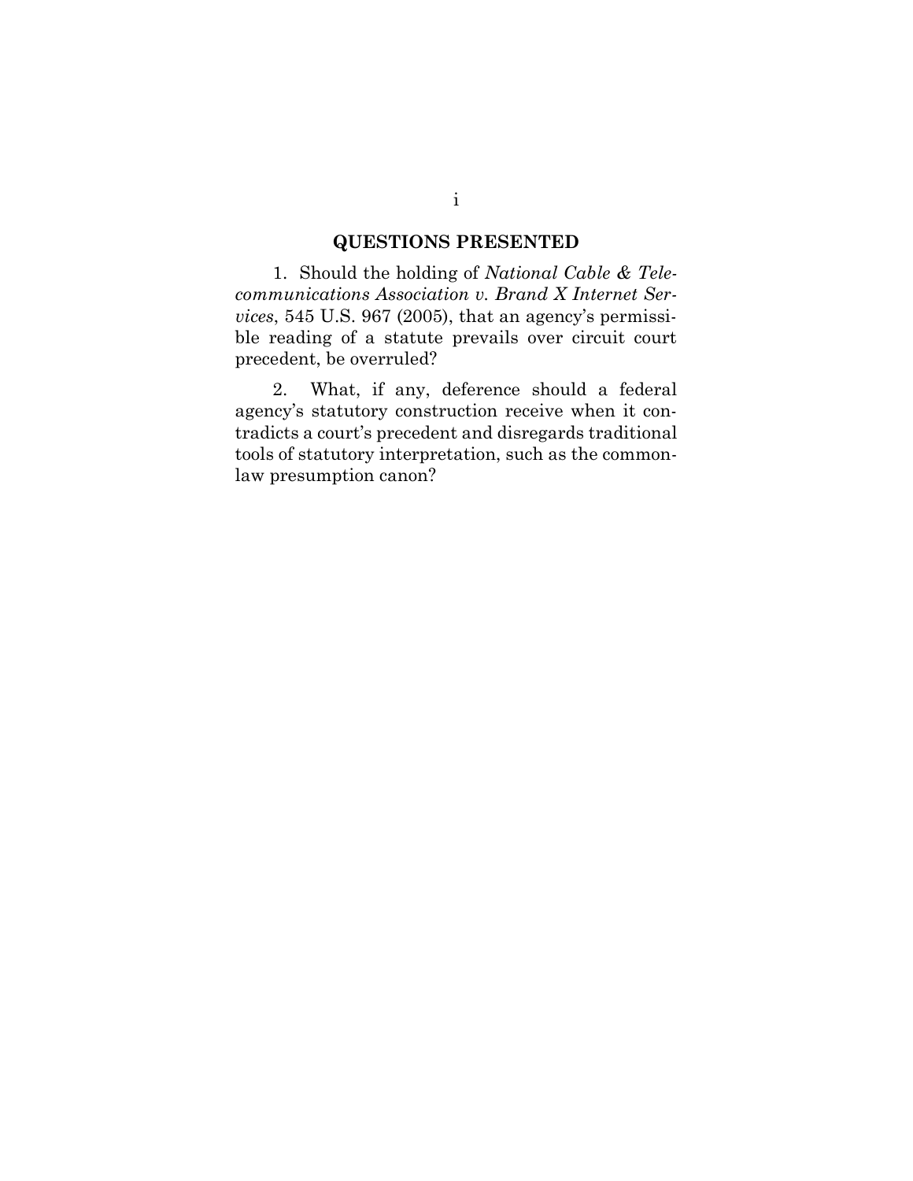## QUESTIONS PRESENTED

1. Should the holding of *National Cable & Telecommunications Association v. Brand X Internet Services*, 545 U.S. 967 (2005), that an agency's permissible reading of a statute prevails over circuit court precedent, be overruled?

2. What, if any, deference should a federal agency's statutory construction receive when it contradicts a court's precedent and disregards traditional tools of statutory interpretation, such as the common-law presumption canon?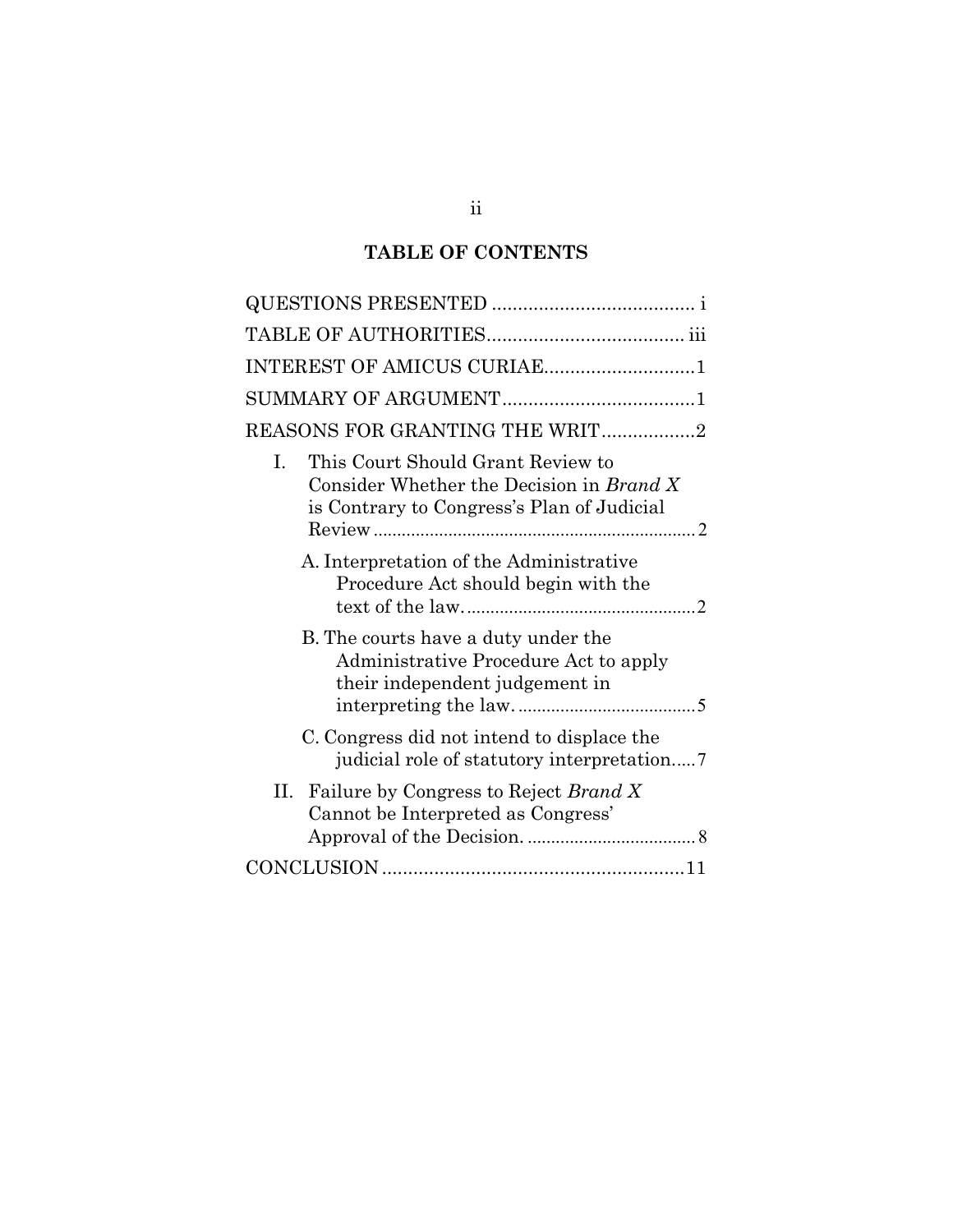## TABLE OF CONTENTS

QUESTIONS PRESENTED ....................................... i

TABLE OF AUTHORITIES...................................... iii

INTEREST OF AMICUS CURIAE.............................1

SUMMARY OF ARGUMENT.....................................1

REASONS FOR GRANTING THE WRIT..................2

I. This Court Should Grant Review to Consider Whether the Decision in *Brand X* is Contrary to Congress's Plan of Judicial Review ..................................................................... 2

   A. Interpretation of the Administrative Procedure Act should begin with the text of the law. ................................................. 2

   B. The courts have a duty under the Administrative Procedure Act to apply their independent judgement in interpreting the law. ...................................... 5

   C. Congress did not intend to displace the judicial role of statutory interpretation..... 7

II. Failure by Congress to Reject *Brand X* Cannot be Interpreted as Congress' Approval of the Decision. .................................... 8

CONCLUSION ........................................................... 11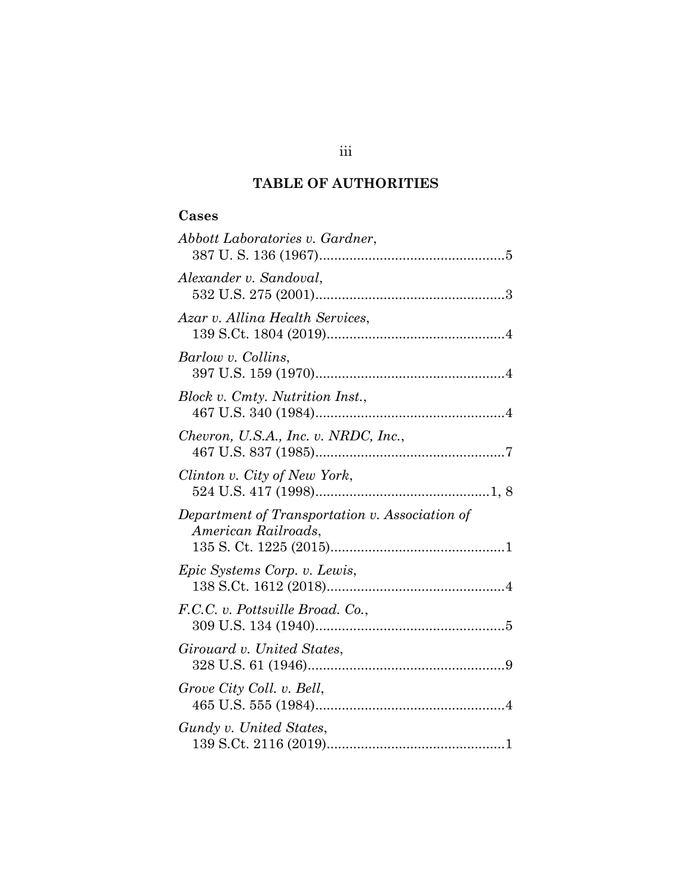# TABLE OF AUTHORITIES

## Cases

*Abbott Laboratories v. Gardner*,
387 U. S. 136 (1967).................................................5

*Alexander v. Sandoval*,
532 U.S. 275 (2001)..................................................3

*Azar v. Allina Health Services*,
139 S.Ct. 1804 (2019)...............................................4

*Barlow v. Collins*,
397 U.S. 159 (1970)..................................................4

*Block v. Cmty. Nutrition Inst.*,
467 U.S. 340 (1984)..................................................4

*Chevron, U.S.A., Inc. v. NRDC, Inc.*,
467 U.S. 837 (1985)..................................................7

*Clinton v. City of New York*,
524 U.S. 417 (1998)..............................................1, 8

*Department of Transportation v. Association of American Railroads*,
135 S. Ct. 1225 (2015)..............................................1

*Epic Systems Corp. v. Lewis*,
138 S.Ct. 1612 (2018)...............................................4

*F.C.C. v. Pottsville Broad. Co.*,
309 U.S. 134 (1940)..................................................5

*Girouard v. United States*,
328 U.S. 61 (1946)....................................................9

*Grove City Coll. v. Bell*,
465 U.S. 555 (1984)..................................................4

*Gundy v. United States*,
139 S.Ct. 2116 (2019)...............................................1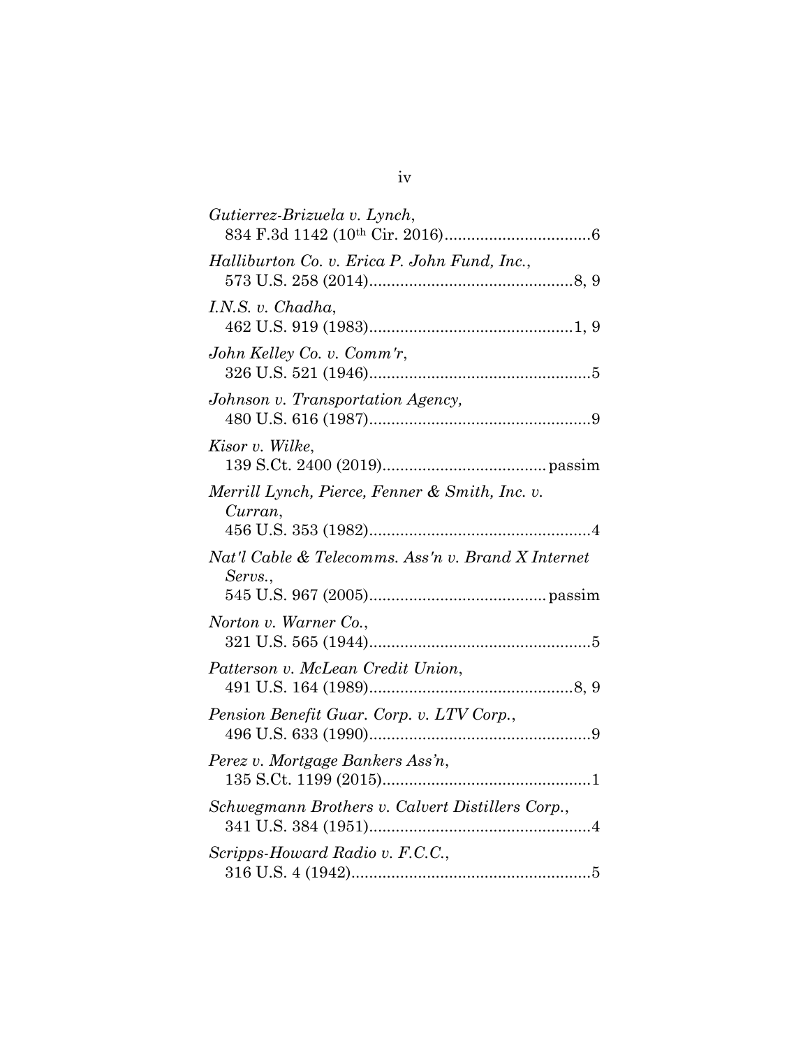*Gutierrez-Brizuela v. Lynch*,
834 F.3d 1142 (10th Cir. 2016)................................6

*Halliburton Co. v. Erica P. John Fund, Inc.*,
573 U.S. 258 (2014)............................................8, 9

*I.N.S. v. Chadha*,
462 U.S. 919 (1983)............................................1, 9

*John Kelley Co. v. Comm'r*,
326 U.S. 521 (1946)................................................5

*Johnson v. Transportation Agency,*
480 U.S. 616 (1987)................................................9

*Kisor v. Wilke*,
139 S.Ct. 2400 (2019).................................... passim

*Merrill Lynch, Pierce, Fenner & Smith, Inc. v. Curran*,
456 U.S. 353 (1982)................................................4

*Nat'l Cable & Telecomms. Ass'n v. Brand X Internet Servs.*,
545 U.S. 967 (2005)...................................... passim

*Norton v. Warner Co.*,
321 U.S. 565 (1944)................................................5

*Patterson v. McLean Credit Union*,
491 U.S. 164 (1989)............................................8, 9

*Pension Benefit Guar. Corp. v. LTV Corp.*,
496 U.S. 633 (1990)................................................9

*Perez v. Mortgage Bankers Ass'n*,
135 S.Ct. 1199 (2015)..............................................1

*Schwegmann Brothers v. Calvert Distillers Corp.*,
341 U.S. 384 (1951)................................................4

*Scripps-Howard Radio v. F.C.C.*,
316 U.S. 4 (1942)....................................................5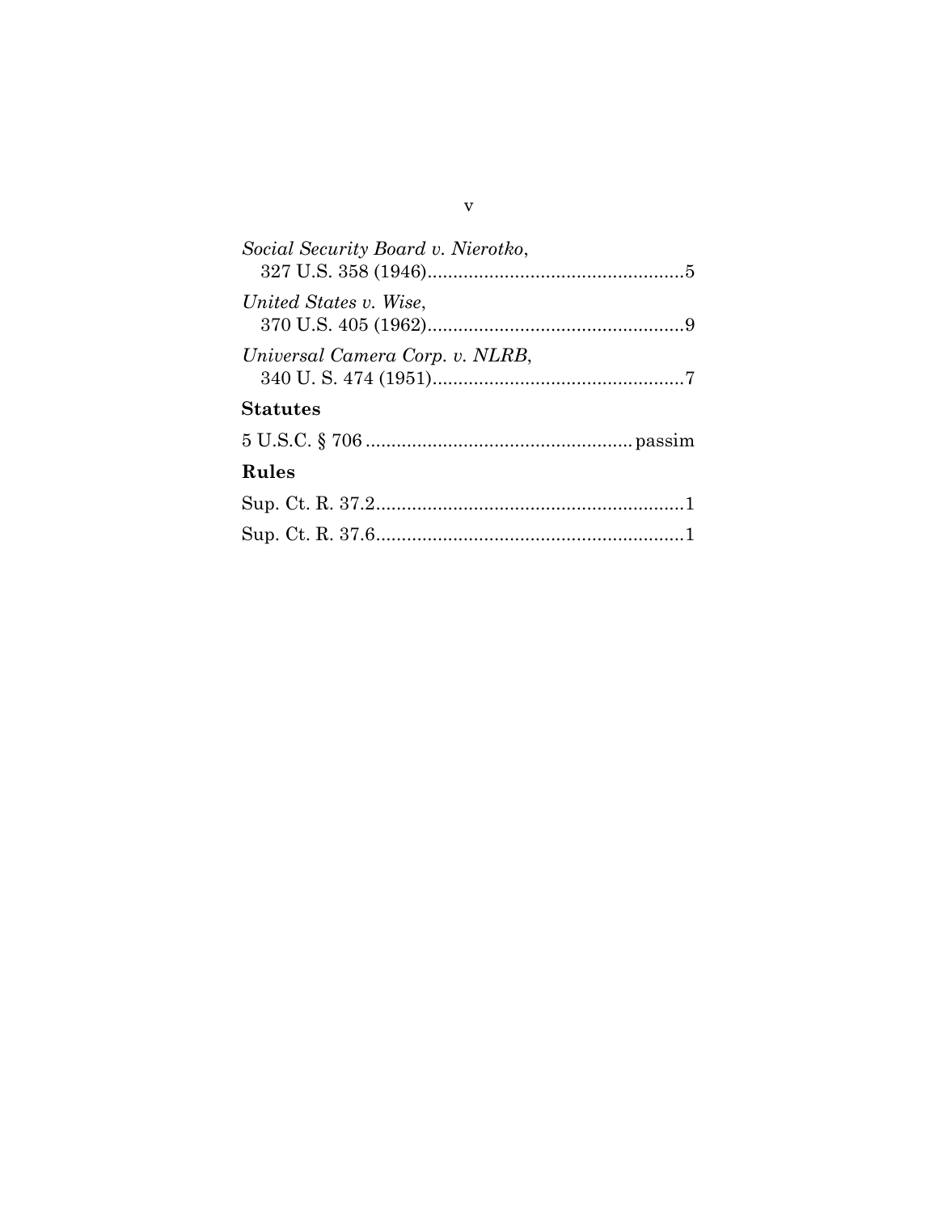*Social Security Board v. Nierotko*,
327 U.S. 358 (1946)..................................................5

*United States v. Wise*,
370 U.S. 405 (1962)..................................................9

*Universal Camera Corp. v. NLRB*,
340 U. S. 474 (1951)..................................................7

**Statutes**

5 U.S.C. § 706 .................................................... passim

**Rules**

Sup. Ct. R. 37.2............................................................1

Sup. Ct. R. 37.6............................................................1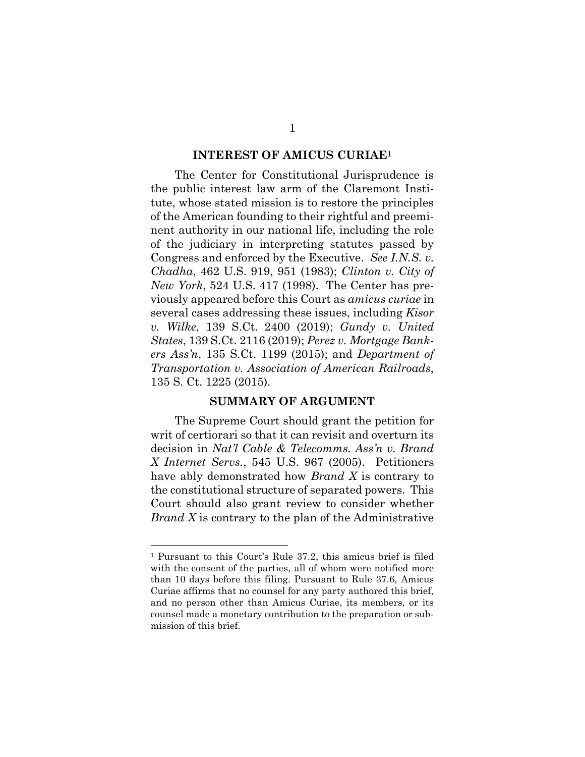## INTEREST OF AMICUS CURIAE[1]

The Center for Constitutional Jurisprudence is the public interest law arm of the Claremont Institute, whose stated mission is to restore the principles of the American founding to their rightful and preeminent authority in our national life, including the role of the judiciary in interpreting statutes passed by Congress and enforced by the Executive. *See I.N.S. v. Chadha*, 462 U.S. 919, 951 (1983); *Clinton v. City of New York*, 524 U.S. 417 (1998). The Center has previously appeared before this Court as *amicus curiae* in several cases addressing these issues, including *Kisor v. Wilke*, 139 S.Ct. 2400 (2019); *Gundy v. United States*, 139 S.Ct. 2116 (2019); *Perez v. Mortgage Bankers Ass'n*, 135 S.Ct. 1199 (2015); and *Department of Transportation v. Association of American Railroads*, 135 S. Ct. 1225 (2015).

## SUMMARY OF ARGUMENT

The Supreme Court should grant the petition for writ of certiorari so that it can revisit and overturn its decision in *Nat'l Cable & Telecomms. Ass'n v. Brand X Internet Servs.*, 545 U.S. 967 (2005). Petitioners have ably demonstrated how *Brand X* is contrary to the constitutional structure of separated powers. This Court should also grant review to consider whether *Brand X* is contrary to the plan of the Administrative

---

[1] Pursuant to this Court's Rule 37.2, this amicus brief is filed with the consent of the parties, all of whom were notified more than 10 days before this filing. Pursuant to Rule 37.6, Amicus Curiae affirms that no counsel for any party authored this brief, and no person other than Amicus Curiae, its members, or its counsel made a monetary contribution to the preparation or submission of this brief.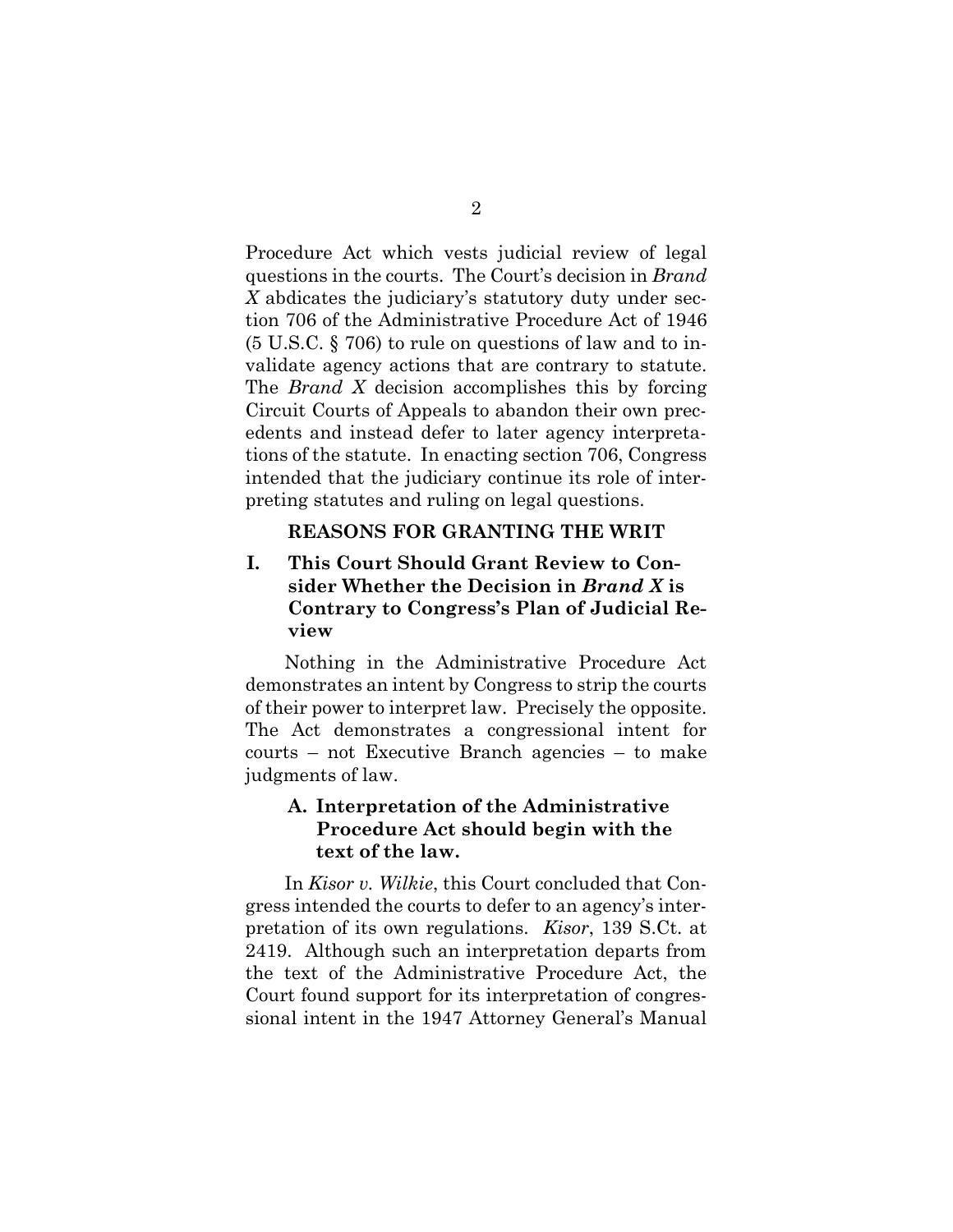Procedure Act which vests judicial review of legal questions in the courts. The Court's decision in *Brand X* abdicates the judiciary's statutory duty under section 706 of the Administrative Procedure Act of 1946 (5 U.S.C. § 706) to rule on questions of law and to invalidate agency actions that are contrary to statute. The *Brand X* decision accomplishes this by forcing Circuit Courts of Appeals to abandon their own precedents and instead defer to later agency interpretations of the statute. In enacting section 706, Congress intended that the judiciary continue its role of interpreting statutes and ruling on legal questions.

## REASONS FOR GRANTING THE WRIT

### I. This Court Should Grant Review to Consider Whether the Decision in *Brand X* is Contrary to Congress's Plan of Judicial Review

Nothing in the Administrative Procedure Act demonstrates an intent by Congress to strip the courts of their power to interpret law. Precisely the opposite. The Act demonstrates a congressional intent for courts – not Executive Branch agencies – to make judgments of law.

#### A. Interpretation of the Administrative Procedure Act should begin with the text of the law.

In *Kisor v. Wilkie*, this Court concluded that Congress intended the courts to defer to an agency's interpretation of its own regulations. *Kisor*, 139 S.Ct. at 2419. Although such an interpretation departs from the text of the Administrative Procedure Act, the Court found support for its interpretation of congressional intent in the 1947 Attorney General's Manual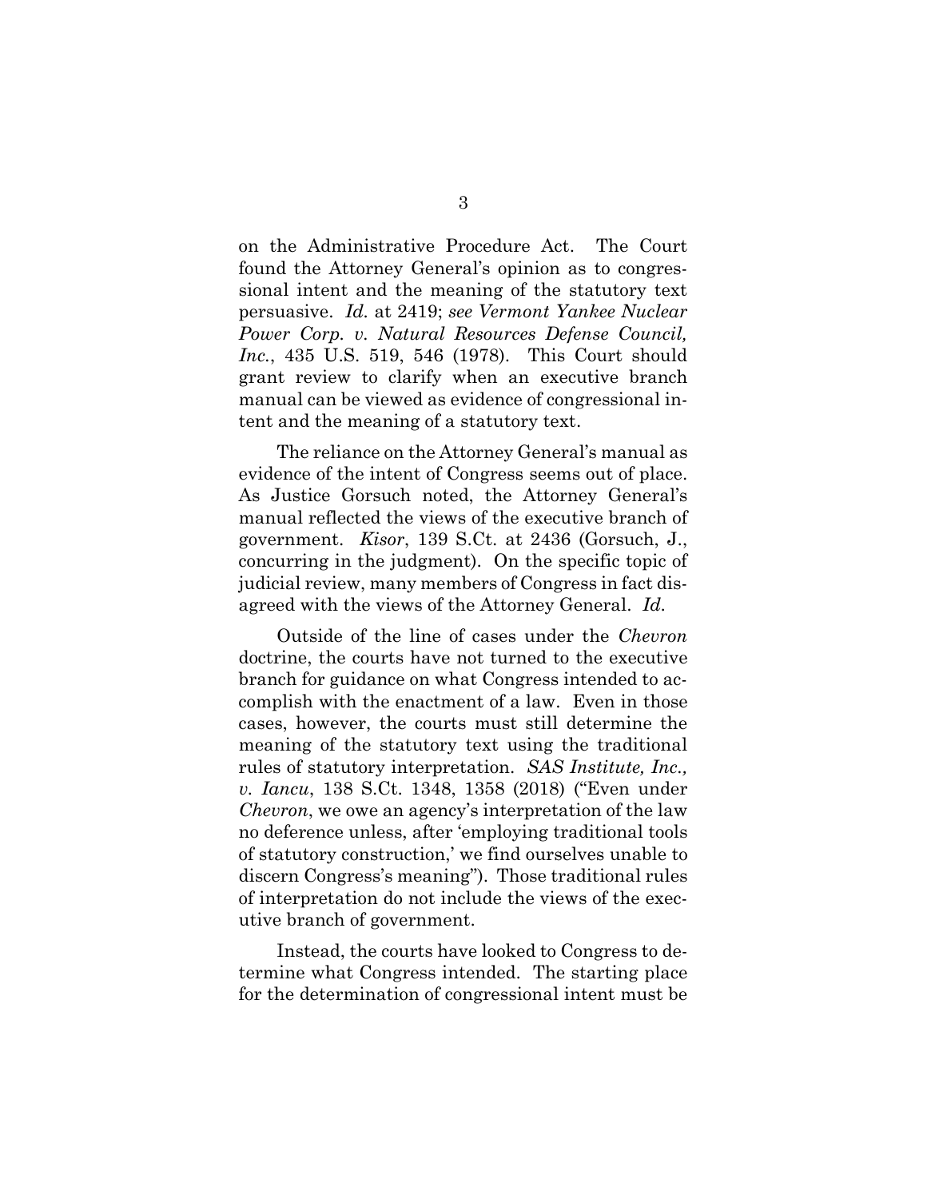on the Administrative Procedure Act. The Court found the Attorney General's opinion as to congressional intent and the meaning of the statutory text persuasive. *Id.* at 2419; *see Vermont Yankee Nuclear Power Corp. v. Natural Resources Defense Council, Inc.*, 435 U.S. 519, 546 (1978). This Court should grant review to clarify when an executive branch manual can be viewed as evidence of congressional intent and the meaning of a statutory text.

The reliance on the Attorney General's manual as evidence of the intent of Congress seems out of place. As Justice Gorsuch noted, the Attorney General's manual reflected the views of the executive branch of government. *Kisor*, 139 S.Ct. at 2436 (Gorsuch, J., concurring in the judgment). On the specific topic of judicial review, many members of Congress in fact disagreed with the views of the Attorney General. *Id.*

Outside of the line of cases under the *Chevron* doctrine, the courts have not turned to the executive branch for guidance on what Congress intended to accomplish with the enactment of a law. Even in those cases, however, the courts must still determine the meaning of the statutory text using the traditional rules of statutory interpretation. *SAS Institute, Inc., v. Iancu*, 138 S.Ct. 1348, 1358 (2018) ("Even under *Chevron*, we owe an agency's interpretation of the law no deference unless, after 'employing traditional tools of statutory construction,' we find ourselves unable to discern Congress's meaning"). Those traditional rules of interpretation do not include the views of the executive branch of government.

Instead, the courts have looked to Congress to determine what Congress intended. The starting place for the determination of congressional intent must be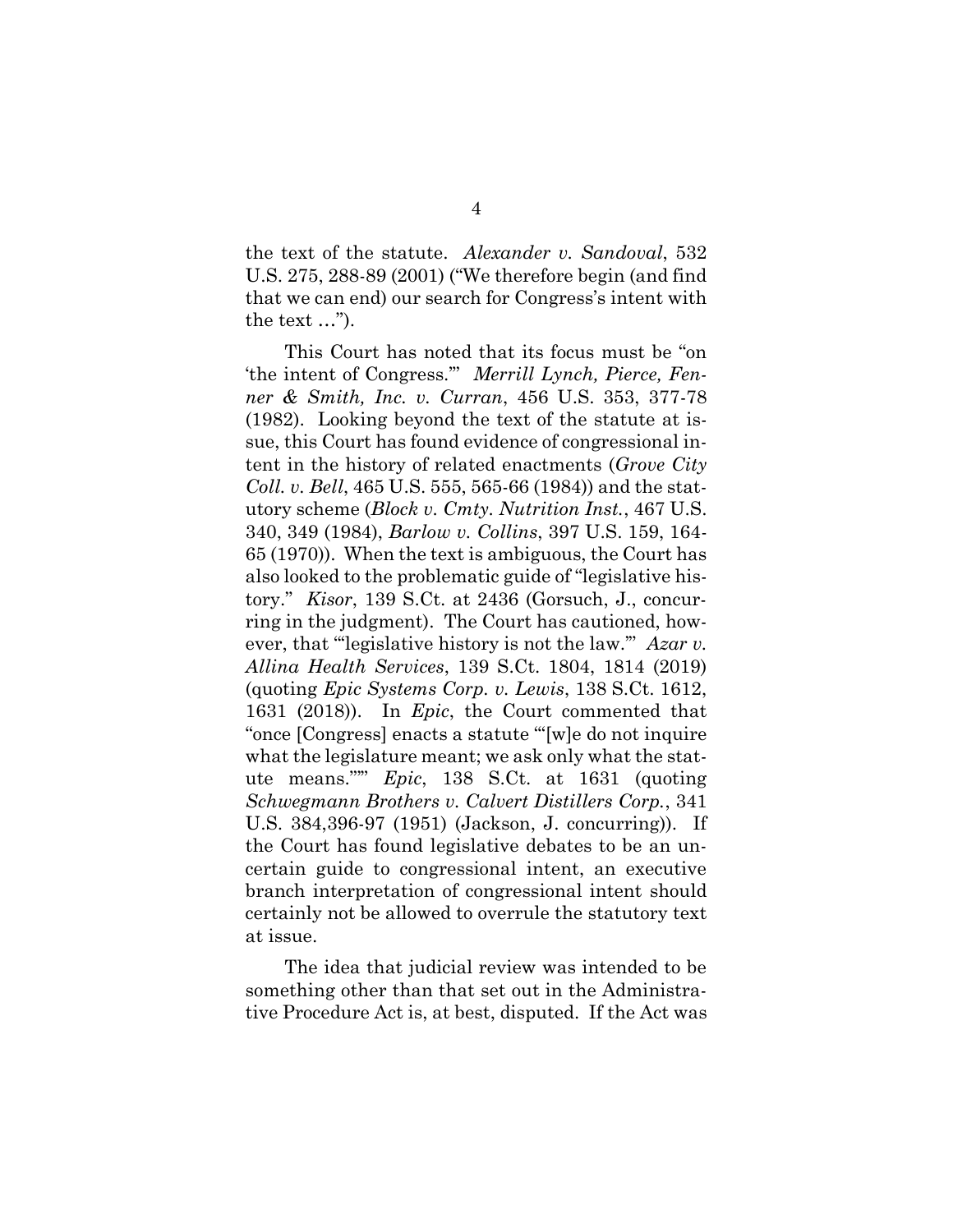the text of the statute. *Alexander v. Sandoval*, 532 U.S. 275, 288-89 (2001) ("We therefore begin (and find that we can end) our search for Congress's intent with the text …").

This Court has noted that its focus must be "on 'the intent of Congress.'" *Merrill Lynch, Pierce, Fenner & Smith, Inc. v. Curran*, 456 U.S. 353, 377-78 (1982). Looking beyond the text of the statute at issue, this Court has found evidence of congressional intent in the history of related enactments (*Grove City Coll. v. Bell*, 465 U.S. 555, 565-66 (1984)) and the statutory scheme (*Block v. Cmty. Nutrition Inst.*, 467 U.S. 340, 349 (1984), *Barlow v. Collins*, 397 U.S. 159, 164-65 (1970)). When the text is ambiguous, the Court has also looked to the problematic guide of "legislative history." *Kisor*, 139 S.Ct. at 2436 (Gorsuch, J., concurring in the judgment). The Court has cautioned, however, that "'legislative history is not the law.'" *Azar v. Allina Health Services*, 139 S.Ct. 1804, 1814 (2019) (quoting *Epic Systems Corp. v. Lewis*, 138 S.Ct. 1612, 1631 (2018)). In *Epic*, the Court commented that "once [Congress] enacts a statute "'[w]e do not inquire what the legislature meant; we ask only what the statute means.'"" *Epic*, 138 S.Ct. at 1631 (quoting *Schwegmann Brothers v. Calvert Distillers Corp.*, 341 U.S. 384,396-97 (1951) (Jackson, J. concurring)). If the Court has found legislative debates to be an uncertain guide to congressional intent, an executive branch interpretation of congressional intent should certainly not be allowed to overrule the statutory text at issue.

The idea that judicial review was intended to be something other than that set out in the Administrative Procedure Act is, at best, disputed. If the Act was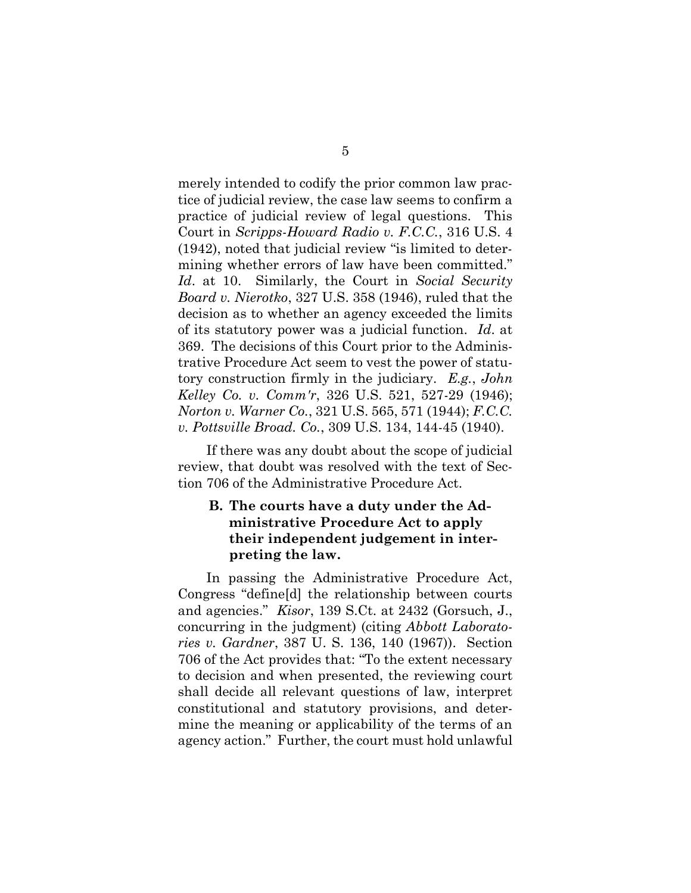merely intended to codify the prior common law practice of judicial review, the case law seems to confirm a practice of judicial review of legal questions. This Court in *Scripps-Howard Radio v. F.C.C.*, 316 U.S. 4 (1942), noted that judicial review "is limited to determining whether errors of law have been committed." *Id*. at 10. Similarly, the Court in *Social Security Board v. Nierotko*, 327 U.S. 358 (1946), ruled that the decision as to whether an agency exceeded the limits of its statutory power was a judicial function. *Id*. at 369. The decisions of this Court prior to the Administrative Procedure Act seem to vest the power of statutory construction firmly in the judiciary. *E.g.*, *John Kelley Co. v. Comm'r*, 326 U.S. 521, 527-29 (1946); *Norton v. Warner Co.*, 321 U.S. 565, 571 (1944); *F.C.C. v. Pottsville Broad. Co.*, 309 U.S. 134, 144-45 (1940).

If there was any doubt about the scope of judicial review, that doubt was resolved with the text of Section 706 of the Administrative Procedure Act.

### B. The courts have a duty under the Administrative Procedure Act to apply their independent judgement in interpreting the law.

In passing the Administrative Procedure Act, Congress "define[d] the relationship between courts and agencies." *Kisor*, 139 S.Ct. at 2432 (Gorsuch, J., concurring in the judgment) (citing *Abbott Laboratories v. Gardner*, 387 U. S. 136, 140 (1967)). Section 706 of the Act provides that: "To the extent necessary to decision and when presented, the reviewing court shall decide all relevant questions of law, interpret constitutional and statutory provisions, and determine the meaning or applicability of the terms of an agency action." Further, the court must hold unlawful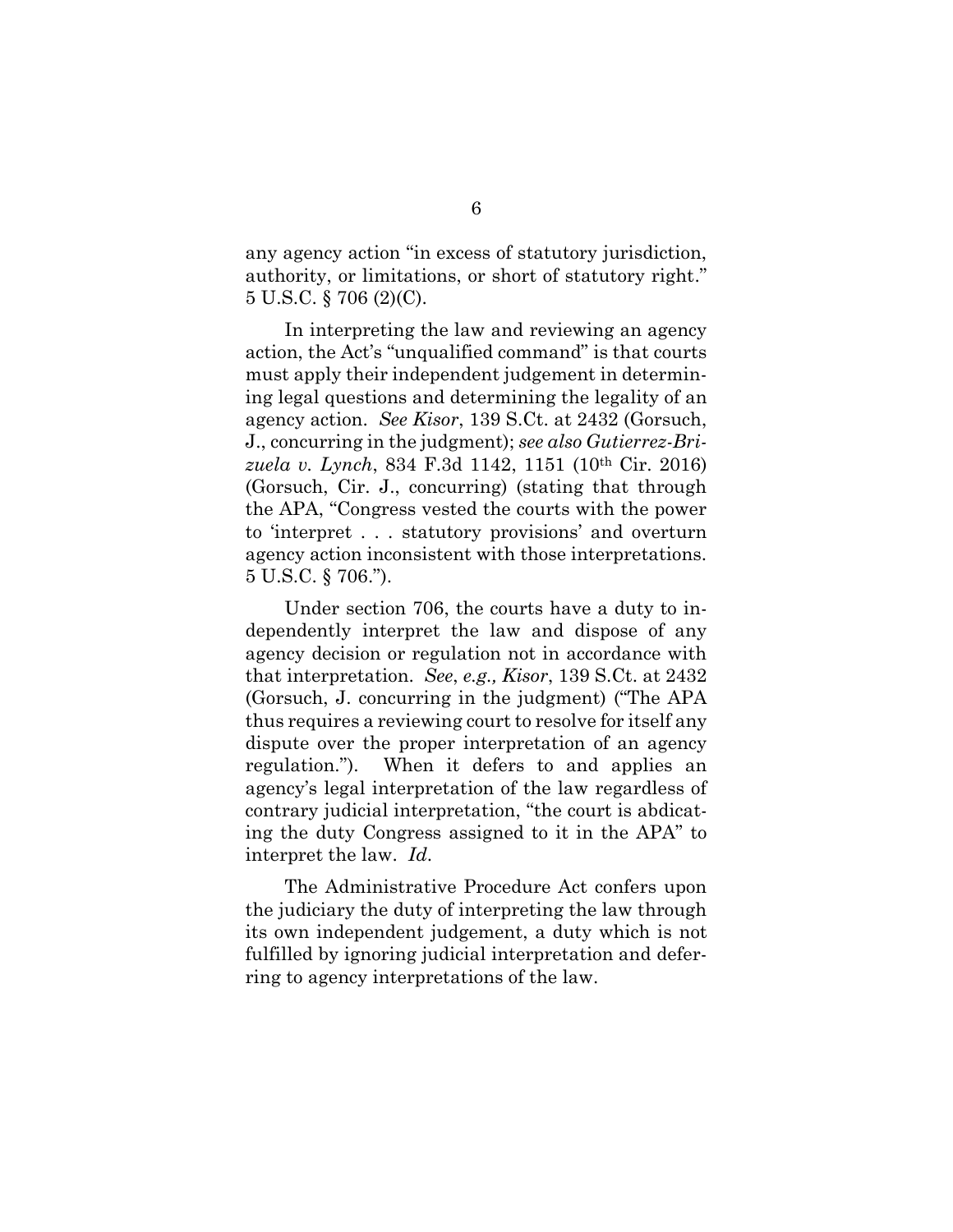any agency action "in excess of statutory jurisdiction, authority, or limitations, or short of statutory right." 5 U.S.C. § 706 (2)(C).

In interpreting the law and reviewing an agency action, the Act's "unqualified command" is that courts must apply their independent judgement in determining legal questions and determining the legality of an agency action. *See Kisor*, 139 S.Ct. at 2432 (Gorsuch, J., concurring in the judgment); *see also Gutierrez-Brizuela v. Lynch*, 834 F.3d 1142, 1151 (10th Cir. 2016) (Gorsuch, Cir. J., concurring) (stating that through the APA, "Congress vested the courts with the power to 'interpret . . . statutory provisions' and overturn agency action inconsistent with those interpretations. 5 U.S.C. § 706.").

Under section 706, the courts have a duty to independently interpret the law and dispose of any agency decision or regulation not in accordance with that interpretation. *See*, *e.g., Kisor*, 139 S.Ct. at 2432 (Gorsuch, J. concurring in the judgment) ("The APA thus requires a reviewing court to resolve for itself any dispute over the proper interpretation of an agency regulation."). When it defers to and applies an agency's legal interpretation of the law regardless of contrary judicial interpretation, "the court is abdicating the duty Congress assigned to it in the APA" to interpret the law. *Id.*

The Administrative Procedure Act confers upon the judiciary the duty of interpreting the law through its own independent judgement, a duty which is not fulfilled by ignoring judicial interpretation and deferring to agency interpretations of the law.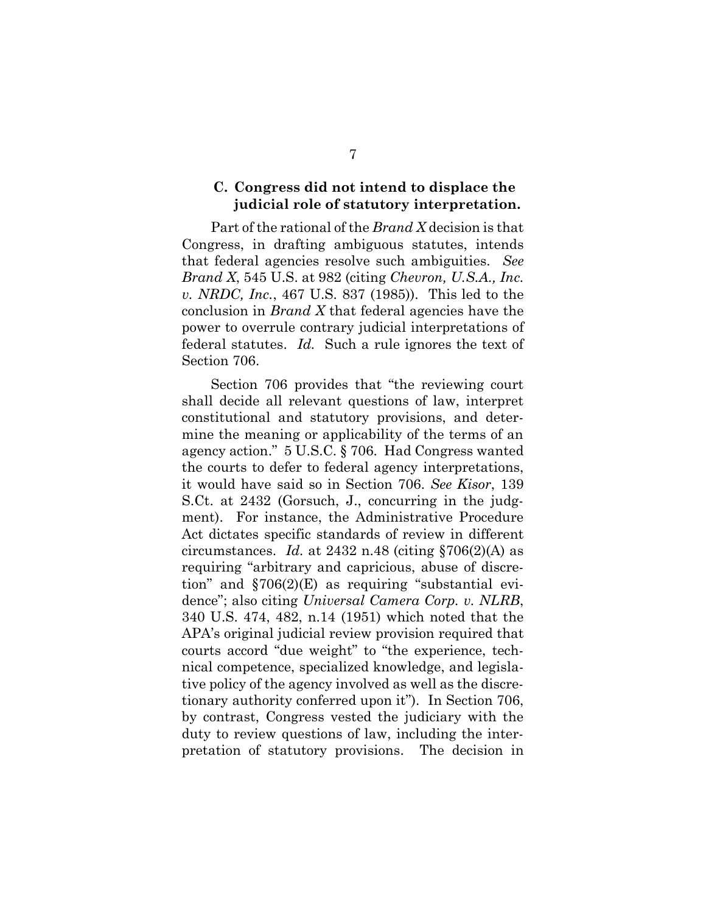### C. Congress did not intend to displace the judicial role of statutory interpretation.

Part of the rational of the *Brand X* decision is that Congress, in drafting ambiguous statutes, intends that federal agencies resolve such ambiguities. *See Brand X*, 545 U.S. at 982 (citing *Chevron, U.S.A., Inc. v. NRDC, Inc.*, 467 U.S. 837 (1985)). This led to the conclusion in *Brand X* that federal agencies have the power to overrule contrary judicial interpretations of federal statutes. *Id.* Such a rule ignores the text of Section 706.

Section 706 provides that "the reviewing court shall decide all relevant questions of law, interpret constitutional and statutory provisions, and determine the meaning or applicability of the terms of an agency action." 5 U.S.C. § 706. Had Congress wanted the courts to defer to federal agency interpretations, it would have said so in Section 706. *See Kisor*, 139 S.Ct. at 2432 (Gorsuch, J., concurring in the judgment). For instance, the Administrative Procedure Act dictates specific standards of review in different circumstances. *Id.* at 2432 n.48 (citing §706(2)(A) as requiring "arbitrary and capricious, abuse of discretion" and §706(2)(E) as requiring "substantial evidence"; also citing *Universal Camera Corp. v. NLRB*, 340 U.S. 474, 482, n.14 (1951) which noted that the APA's original judicial review provision required that courts accord "due weight" to "the experience, technical competence, specialized knowledge, and legislative policy of the agency involved as well as the discretionary authority conferred upon it"). In Section 706, by contrast, Congress vested the judiciary with the duty to review questions of law, including the interpretation of statutory provisions. The decision in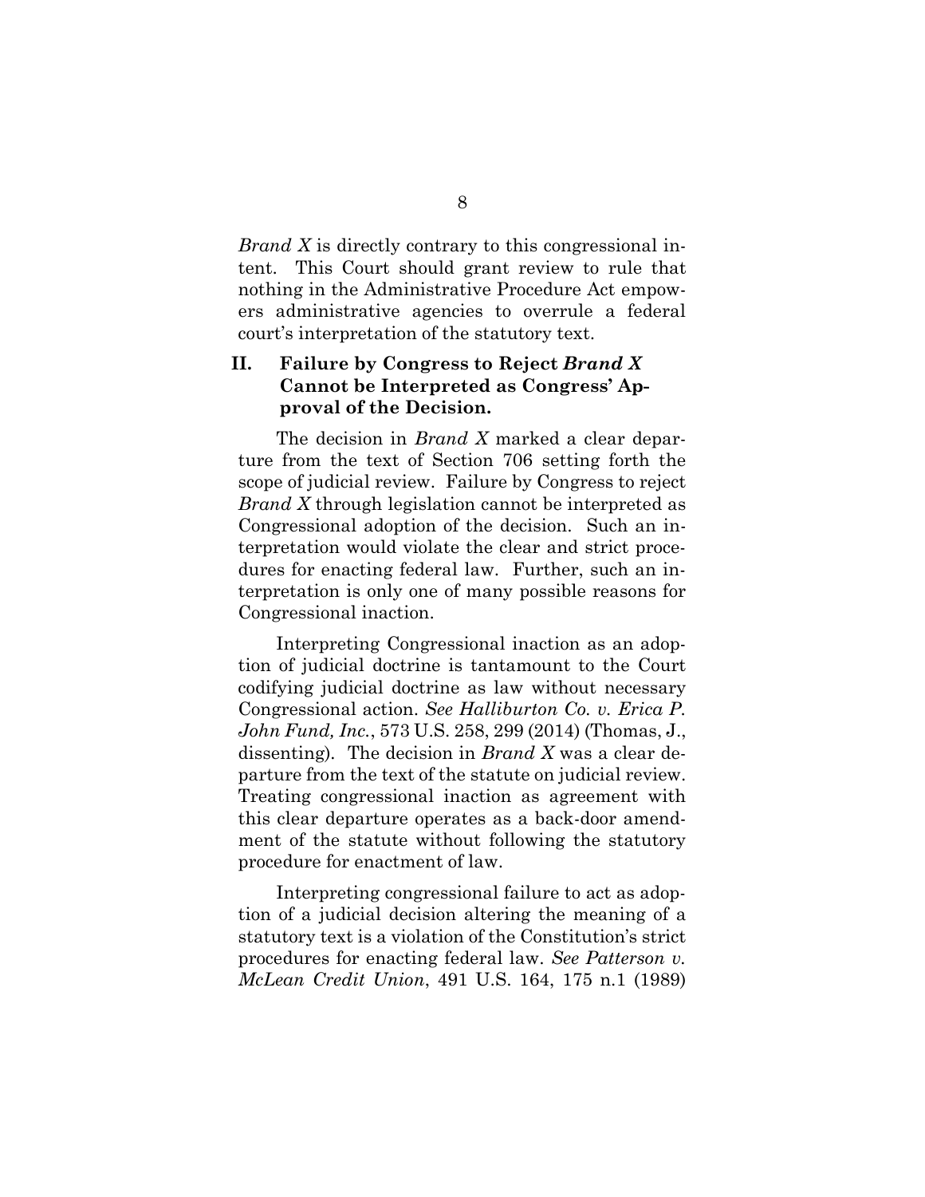*Brand X* is directly contrary to this congressional intent. This Court should grant review to rule that nothing in the Administrative Procedure Act empowers administrative agencies to overrule a federal court's interpretation of the statutory text.

## II. Failure by Congress to Reject *Brand X* Cannot be Interpreted as Congress' Approval of the Decision.

The decision in *Brand X* marked a clear departure from the text of Section 706 setting forth the scope of judicial review. Failure by Congress to reject *Brand X* through legislation cannot be interpreted as Congressional adoption of the decision. Such an interpretation would violate the clear and strict procedures for enacting federal law. Further, such an interpretation is only one of many possible reasons for Congressional inaction.

Interpreting Congressional inaction as an adoption of judicial doctrine is tantamount to the Court codifying judicial doctrine as law without necessary Congressional action. *See Halliburton Co. v. Erica P. John Fund, Inc.*, 573 U.S. 258, 299 (2014) (Thomas, J., dissenting). The decision in *Brand X* was a clear departure from the text of the statute on judicial review. Treating congressional inaction as agreement with this clear departure operates as a back-door amendment of the statute without following the statutory procedure for enactment of law.

Interpreting congressional failure to act as adoption of a judicial decision altering the meaning of a statutory text is a violation of the Constitution's strict procedures for enacting federal law. *See Patterson v. McLean Credit Union*, 491 U.S. 164, 175 n.1 (1989)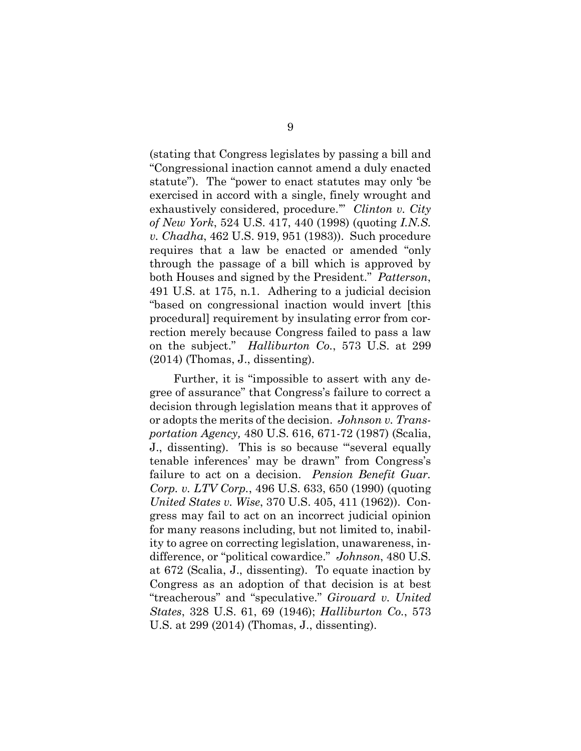(stating that Congress legislates by passing a bill and "Congressional inaction cannot amend a duly enacted statute"). The "power to enact statutes may only 'be exercised in accord with a single, finely wrought and exhaustively considered, procedure.'" *Clinton v. City of New York*, 524 U.S. 417, 440 (1998) (quoting *I.N.S. v. Chadha*, 462 U.S. 919, 951 (1983)). Such procedure requires that a law be enacted or amended "only through the passage of a bill which is approved by both Houses and signed by the President." *Patterson*, 491 U.S. at 175, n.1. Adhering to a judicial decision "based on congressional inaction would invert [this procedural] requirement by insulating error from correction merely because Congress failed to pass a law on the subject." *Halliburton Co.*, 573 U.S. at 299 (2014) (Thomas, J., dissenting).

Further, it is "impossible to assert with any degree of assurance" that Congress's failure to correct a decision through legislation means that it approves of or adopts the merits of the decision. *Johnson v. Transportation Agency,* 480 U.S. 616, 671-72 (1987) (Scalia, J., dissenting). This is so because "'several equally tenable inferences' may be drawn" from Congress's failure to act on a decision. *Pension Benefit Guar. Corp. v. LTV Corp.*, 496 U.S. 633, 650 (1990) (quoting *United States v. Wise*, 370 U.S. 405, 411 (1962)). Congress may fail to act on an incorrect judicial opinion for many reasons including, but not limited to, inability to agree on correcting legislation, unawareness, indifference, or "political cowardice." *Johnson*, 480 U.S. at 672 (Scalia, J., dissenting). To equate inaction by Congress as an adoption of that decision is at best "treacherous" and "speculative." *Girouard v. United States*, 328 U.S. 61, 69 (1946); *Halliburton Co.*, 573 U.S. at 299 (2014) (Thomas, J., dissenting).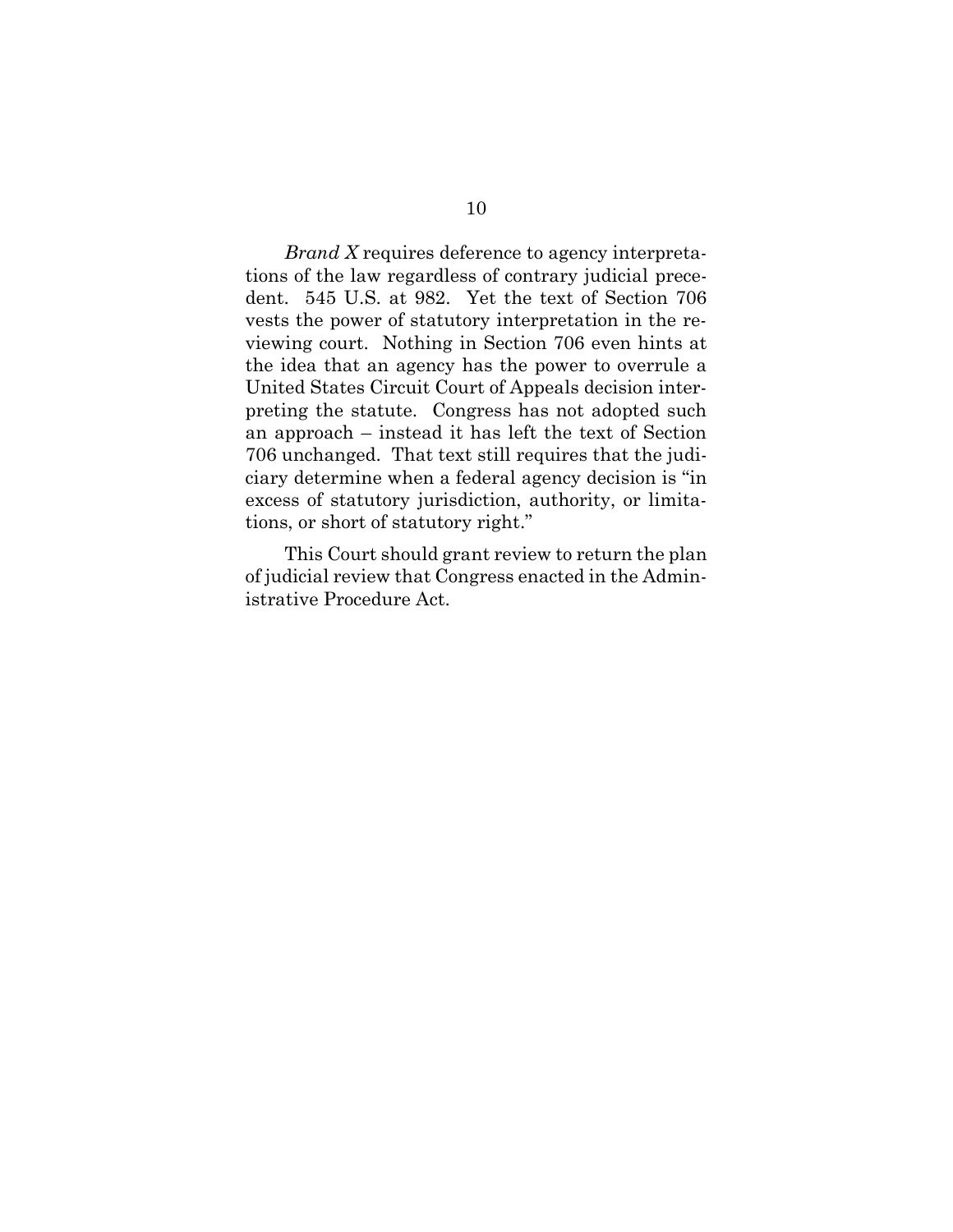*Brand X* requires deference to agency interpretations of the law regardless of contrary judicial precedent. 545 U.S. at 982. Yet the text of Section 706 vests the power of statutory interpretation in the reviewing court. Nothing in Section 706 even hints at the idea that an agency has the power to overrule a United States Circuit Court of Appeals decision interpreting the statute. Congress has not adopted such an approach – instead it has left the text of Section 706 unchanged. That text still requires that the judiciary determine when a federal agency decision is "in excess of statutory jurisdiction, authority, or limitations, or short of statutory right."

This Court should grant review to return the plan of judicial review that Congress enacted in the Administrative Procedure Act.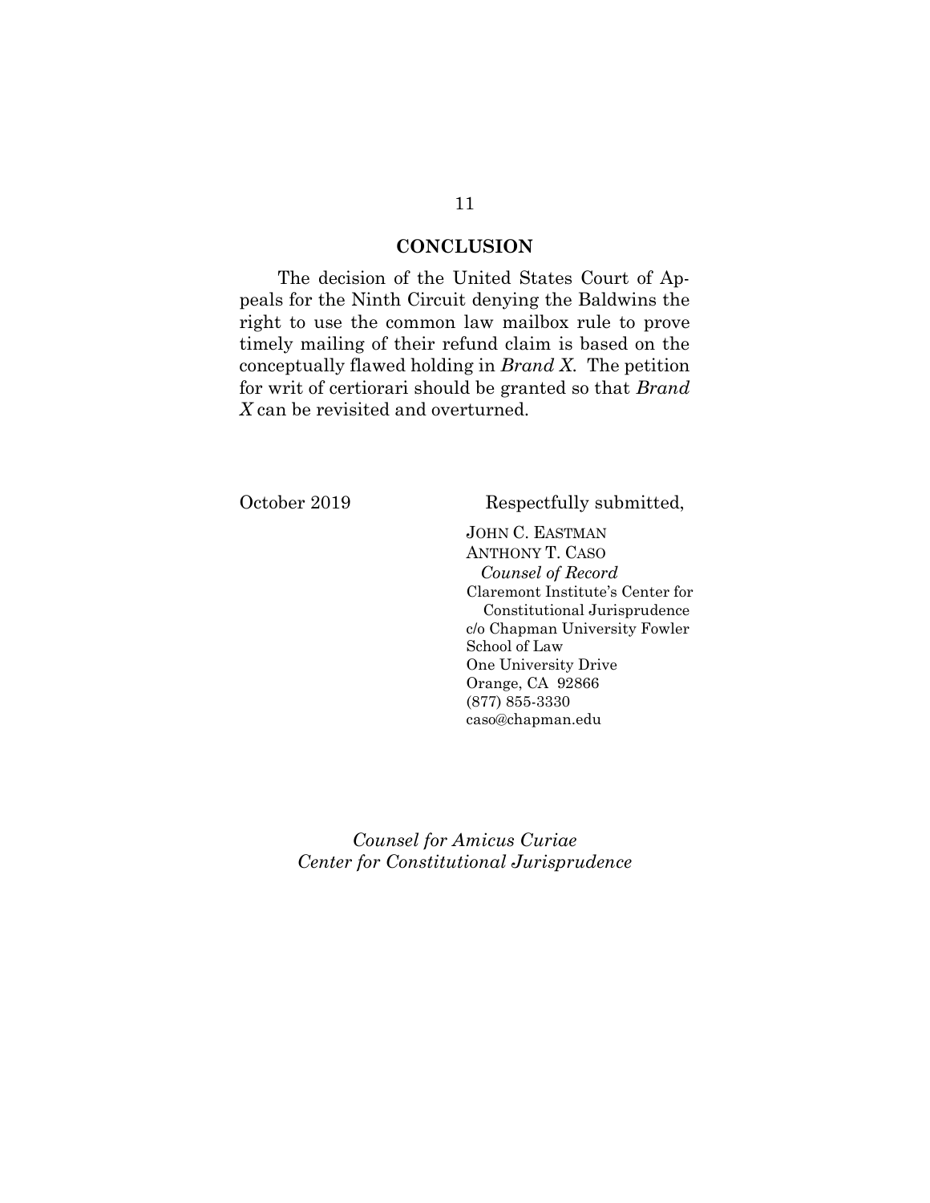## CONCLUSION

The decision of the United States Court of Appeals for the Ninth Circuit denying the Baldwins the right to use the common law mailbox rule to prove timely mailing of their refund claim is based on the conceptually flawed holding in *Brand X*. The petition for writ of certiorari should be granted so that *Brand X* can be revisited and overturned.

October 2019

Respectfully submitted,

JOHN C. EASTMAN
ANTHONY T. CASO
*Counsel of Record*
Claremont Institute's Center for Constitutional Jurisprudence
c/o Chapman University Fowler School of Law
One University Drive
Orange, CA 92866
(877) 855-3330
caso@chapman.edu

*Counsel for Amicus Curiae*
*Center for Constitutional Jurisprudence*